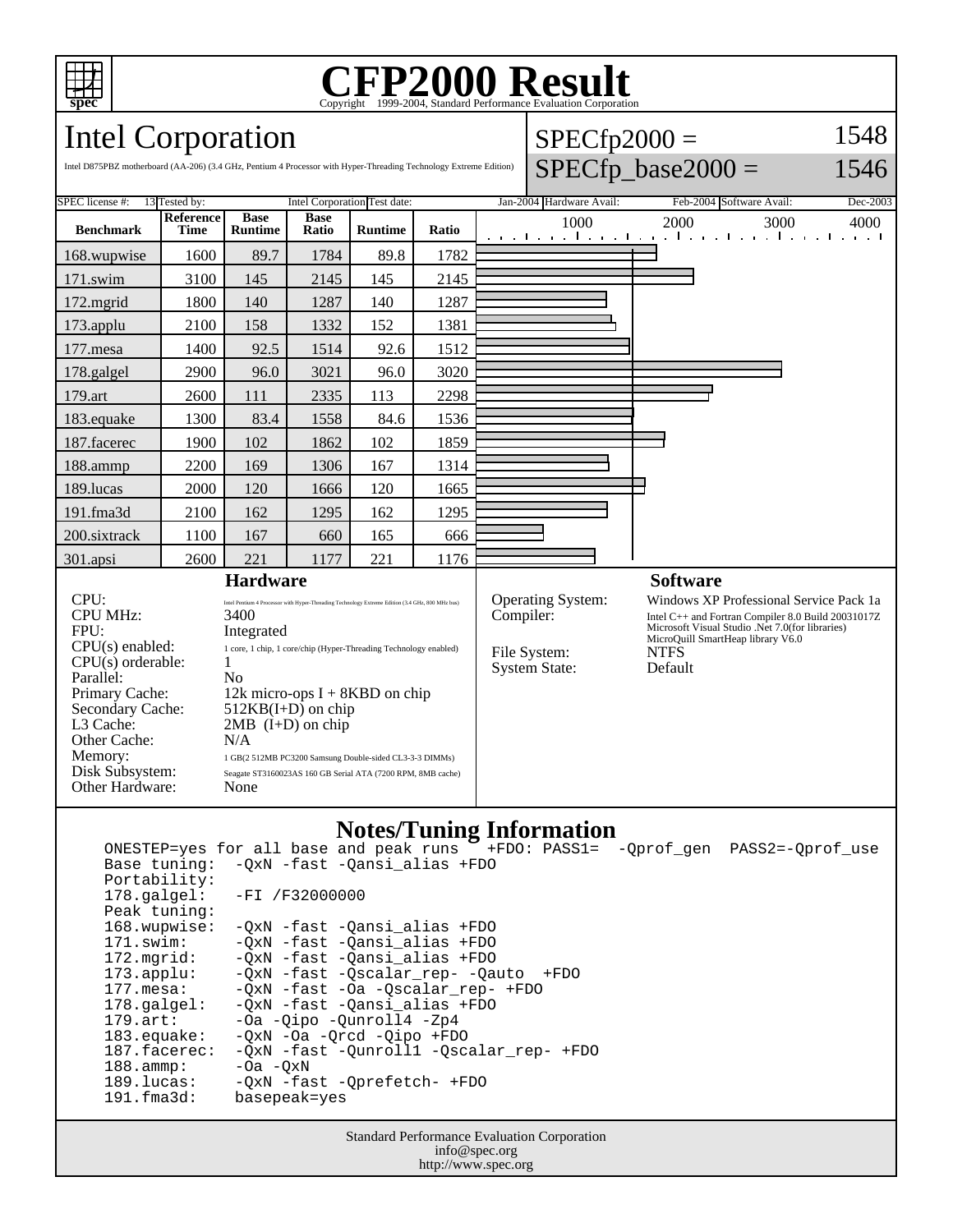# CFP2000 Result

Copyright 1999-2004, Standard Performance Evaluation Corporation

## Intel Corporation

Intel D875PBZ motherboard (AA-206) (3.4 GHz, Pentium 4 Processor with Hyper-Threading Technology Extreme Edition)

SPECfp2000 = 1548

SPECfp_base2000 = 1546

| SPEC license #: | 13 | Tested by: | Intel Corporation | Test date: | Jan-2004 | Hardware Avail: | Feb-2004 | Software Avail: | Dec-2003 |
|---|---|---|---|---|---|---|---|---|---|

| Benchmark | Reference Time | Base Runtime | Base Ratio | Runtime | Ratio |
|---|---|---|---|---|---|
| 168.wupwise | 1600 | 89.7 | 1784 | 89.8 | 1782 |
| 171.swim | 3100 | 145 | 2145 | 145 | 2145 |
| 172.mgrid | 1800 | 140 | 1287 | 140 | 1287 |
| 173.applu | 2100 | 158 | 1332 | 152 | 1381 |
| 177.mesa | 1400 | 92.5 | 1514 | 92.6 | 1512 |
| 178.galgel | 2900 | 96.0 | 3021 | 96.0 | 3020 |
| 179.art | 2600 | 111 | 2335 | 113 | 2298 |
| 183.equake | 1300 | 83.4 | 1558 | 84.6 | 1536 |
| 187.facerec | 1900 | 102 | 1862 | 102 | 1859 |
| 188.ammp | 2200 | 169 | 1306 | 167 | 1314 |
| 189.lucas | 2000 | 120 | 1666 | 120 | 1665 |
| 191.fma3d | 2100 | 162 | 1295 | 162 | 1295 |
| 200.sixtrack | 1100 | 167 | 660 | 165 | 666 |
| 301.apsi | 2600 | 221 | 1177 | 221 | 1176 |

### Hardware

| | |
|---|---|
| CPU: | Intel Pentium 4 Processor with Hyper-Threading Technology Extreme Edition (3.4 GHz, 800 MHz bus) |
| CPU MHz: | 3400 |
| FPU: | Integrated |
| CPU(s) enabled: | 1 core, 1 chip, 1 core/chip (Hyper-Threading Technology enabled) |
| CPU(s) orderable: | 1 |
| Parallel: | No |
| Primary Cache: | 12k micro-ops I + 8KBD on chip |
| Secondary Cache: | 512KB(I+D) on chip |
| L3 Cache: | 2MB (I+D) on chip |
| Other Cache: | N/A |
| Memory: | 1 GB(2 512MB PC3200 Samsung Double-sided CL3-3-3 DIMMs) |
| Disk Subsystem: | Seagate ST3160023AS 160 GB Serial ATA (7200 RPM, 8MB cache) |
| Other Hardware: | None |

### Software

| | |
|---|---|
| Operating System: | Windows XP Professional Service Pack 1a |
| Compiler: | Intel C++ and Fortran Compiler 8.0 Build 20031017Z<br>Microsoft Visual Studio .Net 7.0(for libraries)<br>MicroQuill SmartHeap library V6.0 |
| File System: | NTFS |
| System State: | Default |

### Notes/Tuning Information

```
ONESTEP=yes for all base and peak runs   +FDO: PASS1=  -Qprof_gen  PASS2=-Qprof_use
Base tuning:  -QxN -fast -Qansi_alias +FDO
Portability:
178.galgel:   -FI /F32000000
Peak tuning:
168.wupwise:  -QxN -fast -Qansi_alias +FDO
171.swim:     -QxN -fast -Qansi_alias +FDO
172.mgrid:    -QxN -fast -Qansi_alias +FDO
173.applu:    -QxN -fast -Qscalar_rep- -Qauto  +FDO
177.mesa:     -QxN -fast -Oa -Qscalar_rep- +FDO
178.galgel:   -QxN -fast -Qansi_alias +FDO
179.art:      -Oa -Qipo -Qunroll4 -Zp4
183.equake:   -QxN -Oa -Qrcd -Qipo +FDO
187.facerec:  -QxN -fast -Qunroll1 -Qscalar_rep- +FDO
188.ammp:     -Oa -QxN
189.lucas:    -QxN -fast -Qprefetch- +FDO
191.fma3d:    basepeak=yes
```

Standard Performance Evaluation Corporation
info@spec.org
http://www.spec.org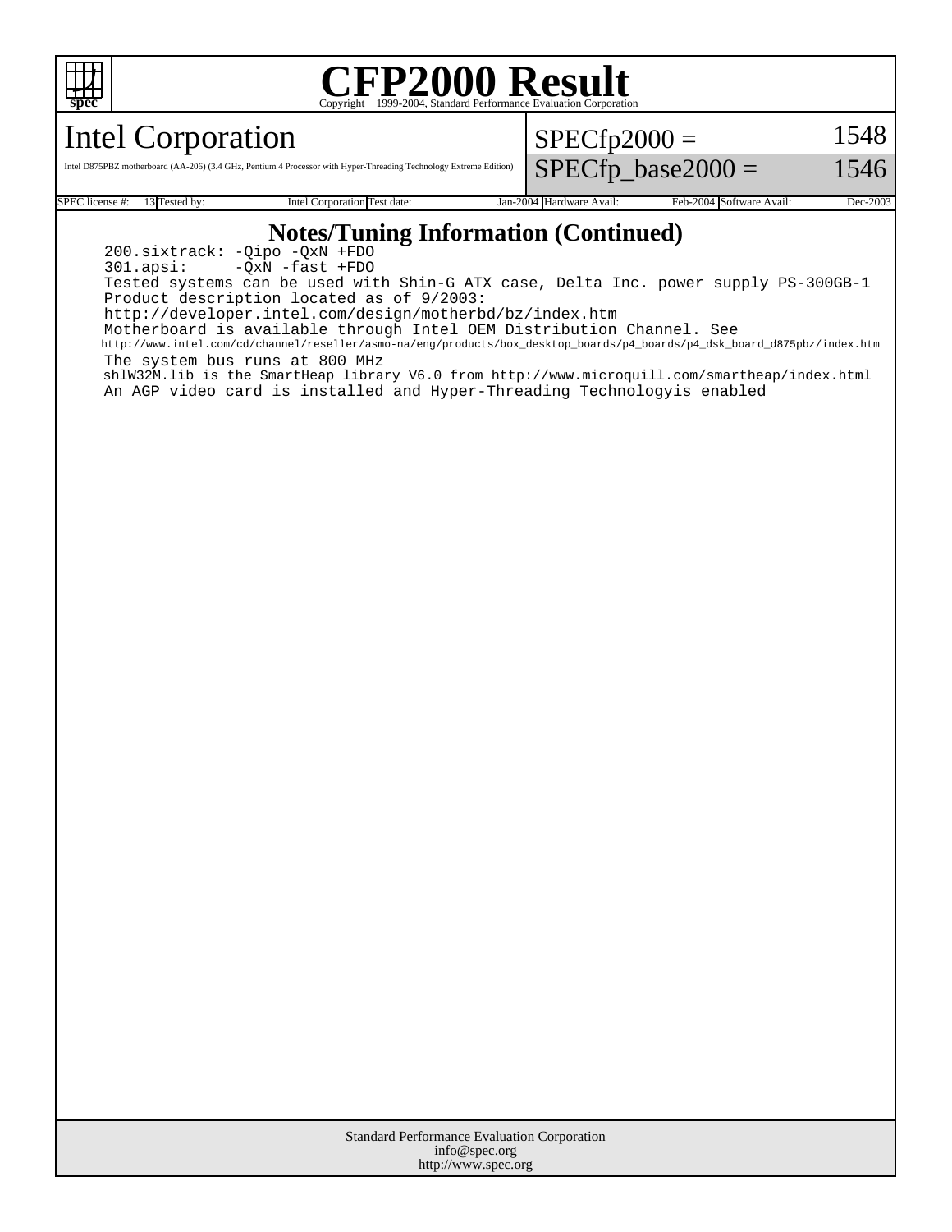# CFP2000 Result

Copyright 1999-2004, Standard Performance Evaluation Corporation

## Intel Corporation

Intel D875PBZ motherboard (AA-206) (3.4 GHz, Pentium 4 Processor with Hyper-Threading Technology Extreme Edition)

SPECfp2000 = 1548

SPECfp_base2000 = 1546

| SPEC license #: | 13 | Tested by: | Intel Corporation | Test date: | Jan-2004 | Hardware Avail: | Feb-2004 | Software Avail: | Dec-2003 |
|---|---|---|---|---|---|---|---|---|---|

## Notes/Tuning Information (Continued)

```
200.sixtrack: -Qipo -QxN +FDO
301.apsi:     -QxN -fast +FDO
Tested systems can be used with Shin-G ATX case, Delta Inc. power supply PS-300GB-1
Product description located as of 9/2003:
http://developer.intel.com/design/motherbd/bz/index.htm
Motherboard is available through Intel OEM Distribution Channel. See
http://www.intel.com/cd/channel/reseller/asmo-na/eng/products/box_desktop_boards/p4_boards/p4_dsk_board_d875pbz/index.htm
The system bus runs at 800 MHz
shlW32M.lib is the SmartHeap library V6.0 from http://www.microquill.com/smartheap/index.html
An AGP video card is installed and Hyper-Threading Technologyis enabled
```

Standard Performance Evaluation Corporation
info@spec.org
http://www.spec.org